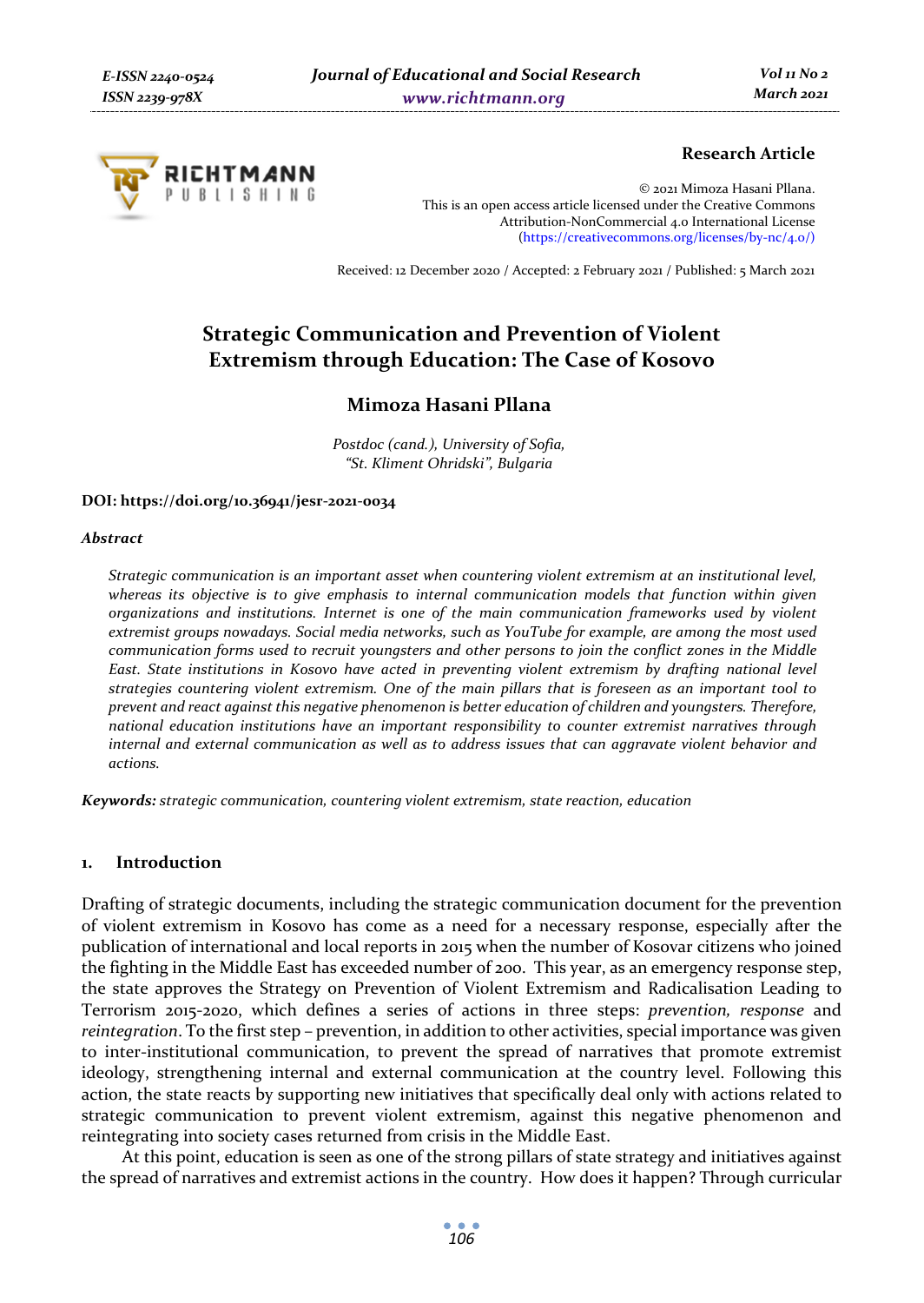**Research Article**

© 2021 Mimoza Hasani Pllana.
This is an open access article licensed under the Creative Commons Attribution-NonCommercial 4.0 International License (https://creativecommons.org/licenses/by-nc/4.0/)

Received: 12 December 2020 / Accepted: 2 February 2021 / Published: 5 March 2021

# Strategic Communication and Prevention of Violent Extremism through Education: The Case of Kosovo

**Mimoza Hasani Pllana**

*Postdoc (cand.), University of Sofia, "St. Kliment Ohridski", Bulgaria*

**DOI: https://doi.org/10.36941/jesr-2021-0034**

***Abstract***

*Strategic communication is an important asset when countering violent extremism at an institutional level, whereas its objective is to give emphasis to internal communication models that function within given organizations and institutions. Internet is one of the main communication frameworks used by violent extremist groups nowadays. Social media networks, such as YouTube for example, are among the most used communication forms used to recruit youngsters and other persons to join the conflict zones in the Middle East. State institutions in Kosovo have acted in preventing violent extremism by drafting national level strategies countering violent extremism. One of the main pillars that is foreseen as an important tool to prevent and react against this negative phenomenon is better education of children and youngsters. Therefore, national education institutions have an important responsibility to counter extremist narratives through internal and external communication as well as to address issues that can aggravate violent behavior and actions.*

***Keywords:*** *strategic communication, countering violent extremism, state reaction, education*

## 1. Introduction

Drafting of strategic documents, including the strategic communication document for the prevention of violent extremism in Kosovo has come as a need for a necessary response, especially after the publication of international and local reports in 2015 when the number of Kosovar citizens who joined the fighting in the Middle East has exceeded number of 200. This year, as an emergency response step, the state approves the Strategy on Prevention of Violent Extremism and Radicalisation Leading to Terrorism 2015-2020, which defines a series of actions in three steps: *prevention, response* and *reintegration*. To the first step – prevention, in addition to other activities, special importance was given to inter-institutional communication, to prevent the spread of narratives that promote extremist ideology, strengthening internal and external communication at the country level. Following this action, the state reacts by supporting new initiatives that specifically deal only with actions related to strategic communication to prevent violent extremism, against this negative phenomenon and reintegrating into society cases returned from crisis in the Middle East.

At this point, education is seen as one of the strong pillars of state strategy and initiatives against the spread of narratives and extremist actions in the country. How does it happen? Through curricular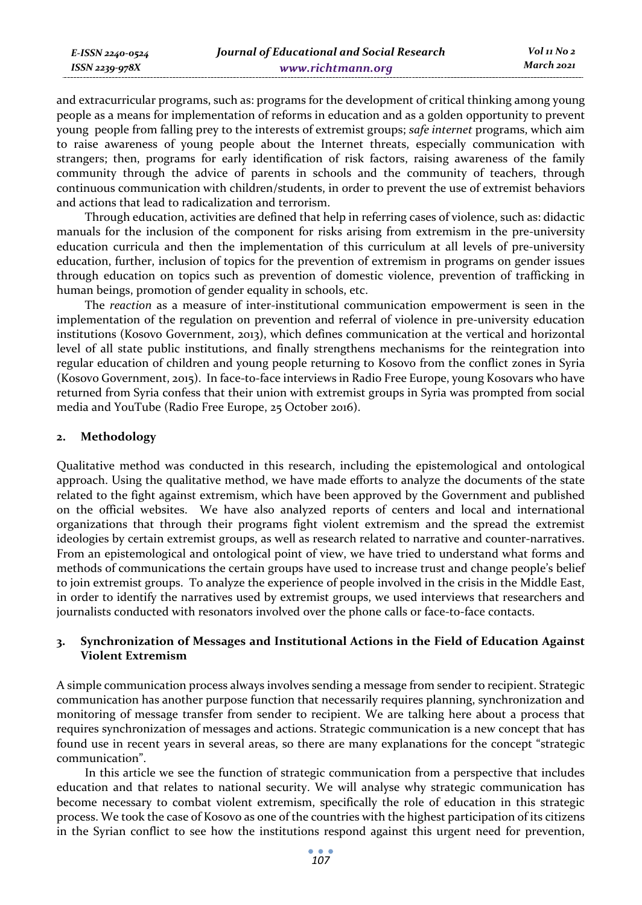and extracurricular programs, such as: programs for the development of critical thinking among young people as a means for implementation of reforms in education and as a golden opportunity to prevent young people from falling prey to the interests of extremist groups; *safe internet* programs, which aim to raise awareness of young people about the Internet threats, especially communication with strangers; then, programs for early identification of risk factors, raising awareness of the family community through the advice of parents in schools and the community of teachers, through continuous communication with children/students, in order to prevent the use of extremist behaviors and actions that lead to radicalization and terrorism.

Through education, activities are defined that help in referring cases of violence, such as: didactic manuals for the inclusion of the component for risks arising from extremism in the pre-university education curricula and then the implementation of this curriculum at all levels of pre-university education, further, inclusion of topics for the prevention of extremism in programs on gender issues through education on topics such as prevention of domestic violence, prevention of trafficking in human beings, promotion of gender equality in schools, etc.

The *reaction* as a measure of inter-institutional communication empowerment is seen in the implementation of the regulation on prevention and referral of violence in pre-university education institutions (Kosovo Government, 2013), which defines communication at the vertical and horizontal level of all state public institutions, and finally strengthens mechanisms for the reintegration into regular education of children and young people returning to Kosovo from the conflict zones in Syria (Kosovo Government, 2015). In face-to-face interviews in Radio Free Europe, young Kosovars who have returned from Syria confess that their union with extremist groups in Syria was prompted from social media and YouTube (Radio Free Europe, 25 October 2016).

## 2. Methodology

Qualitative method was conducted in this research, including the epistemological and ontological approach. Using the qualitative method, we have made efforts to analyze the documents of the state related to the fight against extremism, which have been approved by the Government and published on the official websites. We have also analyzed reports of centers and local and international organizations that through their programs fight violent extremism and the spread the extremist ideologies by certain extremist groups, as well as research related to narrative and counter-narratives. From an epistemological and ontological point of view, we have tried to understand what forms and methods of communications the certain groups have used to increase trust and change people's belief to join extremist groups. To analyze the experience of people involved in the crisis in the Middle East, in order to identify the narratives used by extremist groups, we used interviews that researchers and journalists conducted with resonators involved over the phone calls or face-to-face contacts.

## 3. Synchronization of Messages and Institutional Actions in the Field of Education Against Violent Extremism

A simple communication process always involves sending a message from sender to recipient. Strategic communication has another purpose function that necessarily requires planning, synchronization and monitoring of message transfer from sender to recipient. We are talking here about a process that requires synchronization of messages and actions. Strategic communication is a new concept that has found use in recent years in several areas, so there are many explanations for the concept "strategic communication".

In this article we see the function of strategic communication from a perspective that includes education and that relates to national security. We will analyse why strategic communication has become necessary to combat violent extremism, specifically the role of education in this strategic process. We took the case of Kosovo as one of the countries with the highest participation of its citizens in the Syrian conflict to see how the institutions respond against this urgent need for prevention,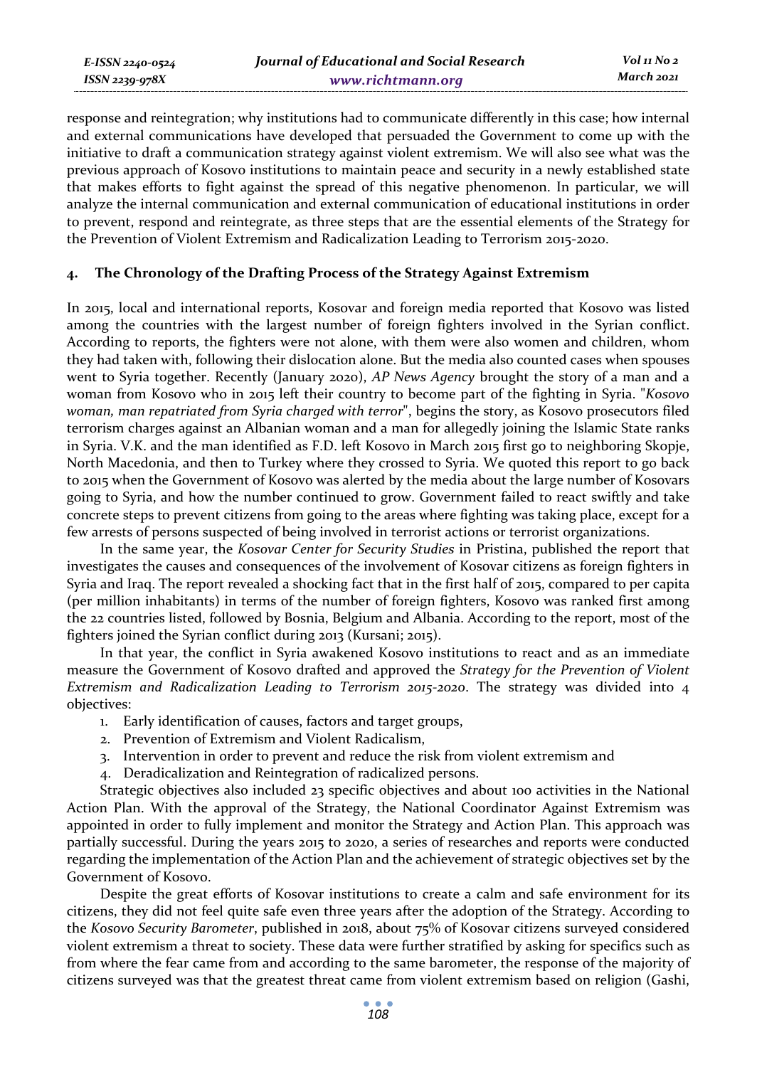response and reintegration; why institutions had to communicate differently in this case; how internal and external communications have developed that persuaded the Government to come up with the initiative to draft a communication strategy against violent extremism. We will also see what was the previous approach of Kosovo institutions to maintain peace and security in a newly established state that makes efforts to fight against the spread of this negative phenomenon. In particular, we will analyze the internal communication and external communication of educational institutions in order to prevent, respond and reintegrate, as three steps that are the essential elements of the Strategy for the Prevention of Violent Extremism and Radicalization Leading to Terrorism 2015-2020.

## 4. The Chronology of the Drafting Process of the Strategy Against Extremism

In 2015, local and international reports, Kosovar and foreign media reported that Kosovo was listed among the countries with the largest number of foreign fighters involved in the Syrian conflict. According to reports, the fighters were not alone, with them were also women and children, whom they had taken with, following their dislocation alone. But the media also counted cases when spouses went to Syria together. Recently (January 2020), *AP News Agency* brought the story of a man and a woman from Kosovo who in 2015 left their country to become part of the fighting in Syria. "*Kosovo woman, man repatriated from Syria charged with terror*", begins the story, as Kosovo prosecutors filed terrorism charges against an Albanian woman and a man for allegedly joining the Islamic State ranks in Syria. V.K. and the man identified as F.D. left Kosovo in March 2015 first go to neighboring Skopje, North Macedonia, and then to Turkey where they crossed to Syria. We quoted this report to go back to 2015 when the Government of Kosovo was alerted by the media about the large number of Kosovars going to Syria, and how the number continued to grow. Government failed to react swiftly and take concrete steps to prevent citizens from going to the areas where fighting was taking place, except for a few arrests of persons suspected of being involved in terrorist actions or terrorist organizations.

In the same year, the *Kosovar Center for Security Studies* in Pristina, published the report that investigates the causes and consequences of the involvement of Kosovar citizens as foreign fighters in Syria and Iraq. The report revealed a shocking fact that in the first half of 2015, compared to per capita (per million inhabitants) in terms of the number of foreign fighters, Kosovo was ranked first among the 22 countries listed, followed by Bosnia, Belgium and Albania. According to the report, most of the fighters joined the Syrian conflict during 2013 (Kursani; 2015).

In that year, the conflict in Syria awakened Kosovo institutions to react and as an immediate measure the Government of Kosovo drafted and approved the *Strategy for the Prevention of Violent Extremism and Radicalization Leading to Terrorism 2015-2020*. The strategy was divided into 4 objectives:

1. Early identification of causes, factors and target groups,
2. Prevention of Extremism and Violent Radicalism,
3. Intervention in order to prevent and reduce the risk from violent extremism and
4. Deradicalization and Reintegration of radicalized persons.

Strategic objectives also included 23 specific objectives and about 100 activities in the National Action Plan. With the approval of the Strategy, the National Coordinator Against Extremism was appointed in order to fully implement and monitor the Strategy and Action Plan. This approach was partially successful. During the years 2015 to 2020, a series of researches and reports were conducted regarding the implementation of the Action Plan and the achievement of strategic objectives set by the Government of Kosovo.

Despite the great efforts of Kosovar institutions to create a calm and safe environment for its citizens, they did not feel quite safe even three years after the adoption of the Strategy. According to the *Kosovo Security Barometer*, published in 2018, about 75% of Kosovar citizens surveyed considered violent extremism a threat to society. These data were further stratified by asking for specifics such as from where the fear came from and according to the same barometer, the response of the majority of citizens surveyed was that the greatest threat came from violent extremism based on religion (Gashi,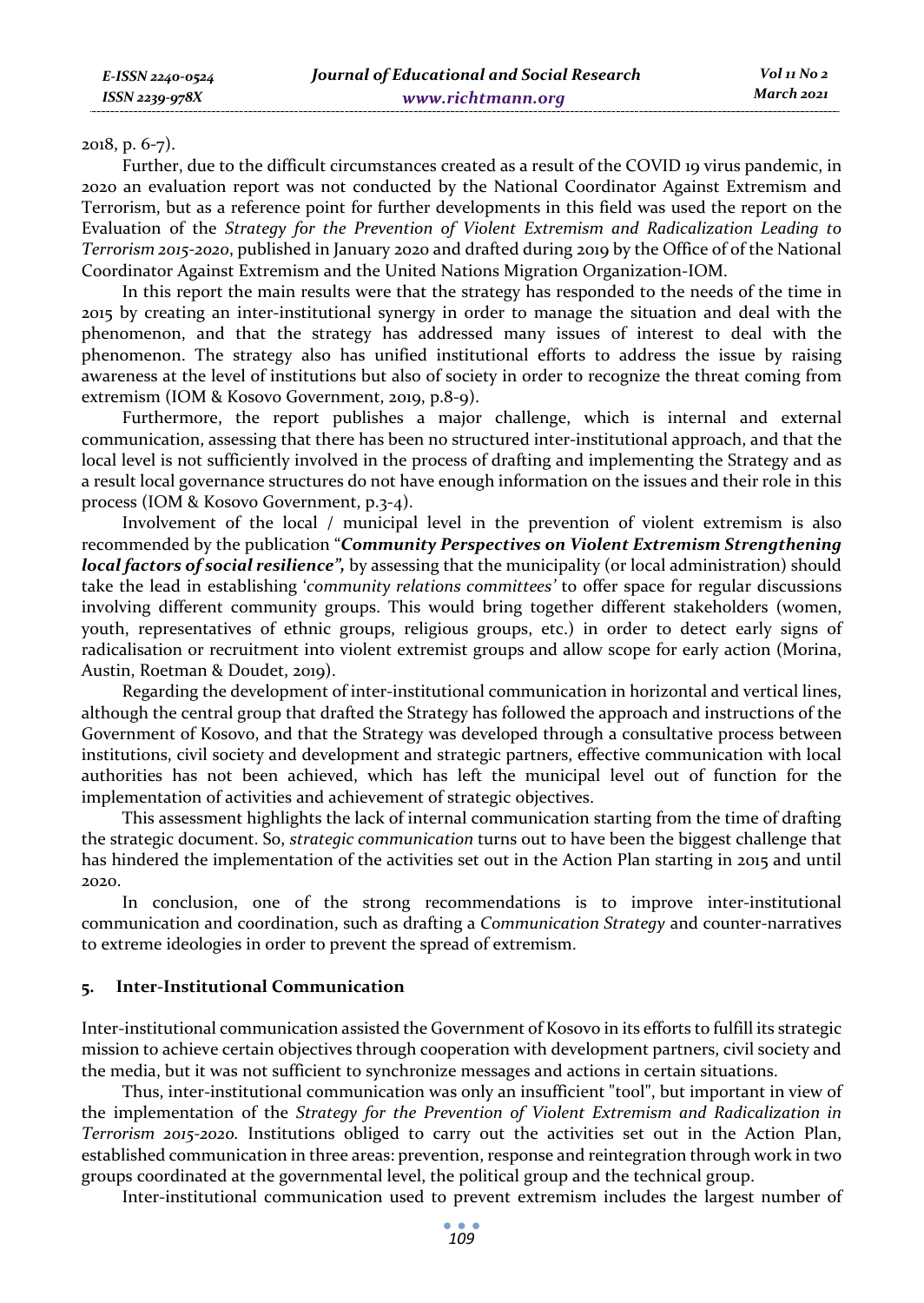2018, p. 6-7).

Further, due to the difficult circumstances created as a result of the COVID 19 virus pandemic, in 2020 an evaluation report was not conducted by the National Coordinator Against Extremism and Terrorism, but as a reference point for further developments in this field was used the report on the Evaluation of the *Strategy for the Prevention of Violent Extremism and Radicalization Leading to Terrorism 2015-2020*, published in January 2020 and drafted during 2019 by the Office of of the National Coordinator Against Extremism and the United Nations Migration Organization-IOM.

In this report the main results were that the strategy has responded to the needs of the time in 2015 by creating an inter-institutional synergy in order to manage the situation and deal with the phenomenon, and that the strategy has addressed many issues of interest to deal with the phenomenon. The strategy also has unified institutional efforts to address the issue by raising awareness at the level of institutions but also of society in order to recognize the threat coming from extremism (IOM & Kosovo Government, 2019, p.8-9).

Furthermore, the report publishes a major challenge, which is internal and external communication, assessing that there has been no structured inter-institutional approach, and that the local level is not sufficiently involved in the process of drafting and implementing the Strategy and as a result local governance structures do not have enough information on the issues and their role in this process (IOM & Kosovo Government, p.3-4).

Involvement of the local / municipal level in the prevention of violent extremism is also recommended by the publication "***Community Perspectives on Violent Extremism Strengthening local factors of social resilience",*** by assessing that the municipality (or local administration) should take the lead in establishing '*community relations committees*' to offer space for regular discussions involving different community groups. This would bring together different stakeholders (women, youth, representatives of ethnic groups, religious groups, etc.) in order to detect early signs of radicalisation or recruitment into violent extremist groups and allow scope for early action (Morina, Austin, Roetman & Doudet, 2019).

Regarding the development of inter-institutional communication in horizontal and vertical lines, although the central group that drafted the Strategy has followed the approach and instructions of the Government of Kosovo, and that the Strategy was developed through a consultative process between institutions, civil society and development and strategic partners, effective communication with local authorities has not been achieved, which has left the municipal level out of function for the implementation of activities and achievement of strategic objectives.

This assessment highlights the lack of internal communication starting from the time of drafting the strategic document. So, *strategic communication* turns out to have been the biggest challenge that has hindered the implementation of the activities set out in the Action Plan starting in 2015 and until 2020.

In conclusion, one of the strong recommendations is to improve inter-institutional communication and coordination, such as drafting a *Communication Strategy* and counter-narratives to extreme ideologies in order to prevent the spread of extremism.

## 5. Inter-Institutional Communication

Inter-institutional communication assisted the Government of Kosovo in its efforts to fulfill its strategic mission to achieve certain objectives through cooperation with development partners, civil society and the media, but it was not sufficient to synchronize messages and actions in certain situations.

Thus, inter-institutional communication was only an insufficient "tool", but important in view of the implementation of the *Strategy for the Prevention of Violent Extremism and Radicalization in Terrorism 2015-2020.* Institutions obliged to carry out the activities set out in the Action Plan, established communication in three areas: prevention, response and reintegration through work in two groups coordinated at the governmental level, the political group and the technical group.

Inter-institutional communication used to prevent extremism includes the largest number of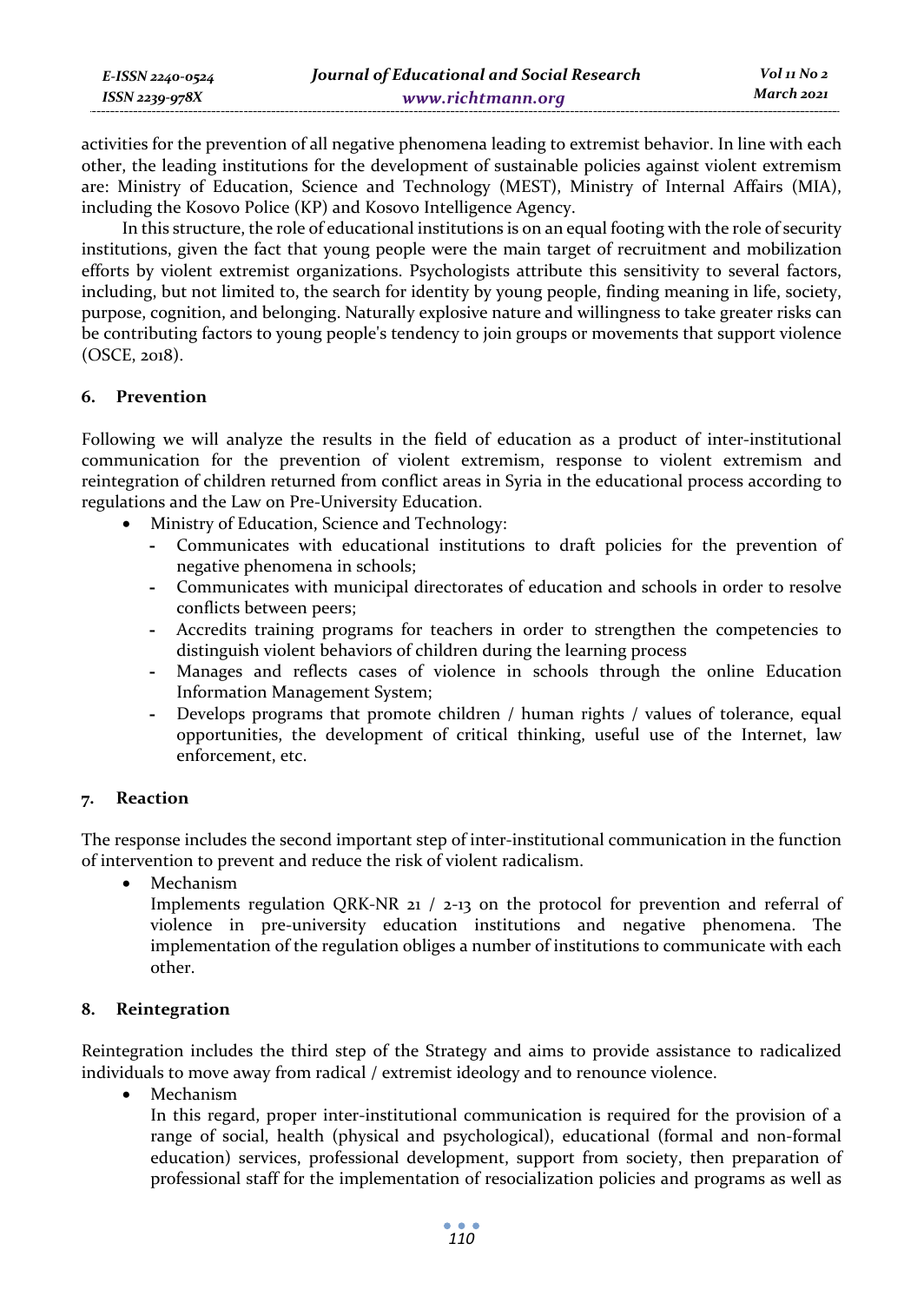activities for the prevention of all negative phenomena leading to extremist behavior. In line with each other, the leading institutions for the development of sustainable policies against violent extremism are: Ministry of Education, Science and Technology (MEST), Ministry of Internal Affairs (MIA), including the Kosovo Police (KP) and Kosovo Intelligence Agency.

In this structure, the role of educational institutions is on an equal footing with the role of security institutions, given the fact that young people were the main target of recruitment and mobilization efforts by violent extremist organizations. Psychologists attribute this sensitivity to several factors, including, but not limited to, the search for identity by young people, finding meaning in life, society, purpose, cognition, and belonging. Naturally explosive nature and willingness to take greater risks can be contributing factors to young people's tendency to join groups or movements that support violence (OSCE, 2018).

## 6. Prevention

Following we will analyze the results in the field of education as a product of inter-institutional communication for the prevention of violent extremism, response to violent extremism and reintegration of children returned from conflict areas in Syria in the educational process according to regulations and the Law on Pre-University Education.

- Ministry of Education, Science and Technology:
  - Communicates with educational institutions to draft policies for the prevention of negative phenomena in schools;
  - Communicates with municipal directorates of education and schools in order to resolve conflicts between peers;
  - Accredits training programs for teachers in order to strengthen the competencies to distinguish violent behaviors of children during the learning process
  - Manages and reflects cases of violence in schools through the online Education Information Management System;
  - Develops programs that promote children / human rights / values of tolerance, equal opportunities, the development of critical thinking, useful use of the Internet, law enforcement, etc.

## 7. Reaction

The response includes the second important step of inter-institutional communication in the function of intervention to prevent and reduce the risk of violent radicalism.

- Mechanism

  Implements regulation QRK-NR 21 / 2-13 on the protocol for prevention and referral of violence in pre-university education institutions and negative phenomena. The implementation of the regulation obliges a number of institutions to communicate with each other.

## 8. Reintegration

Reintegration includes the third step of the Strategy and aims to provide assistance to radicalized individuals to move away from radical / extremist ideology and to renounce violence.

- Mechanism

  In this regard, proper inter-institutional communication is required for the provision of a range of social, health (physical and psychological), educational (formal and non-formal education) services, professional development, support from society, then preparation of professional staff for the implementation of resocialization policies and programs as well as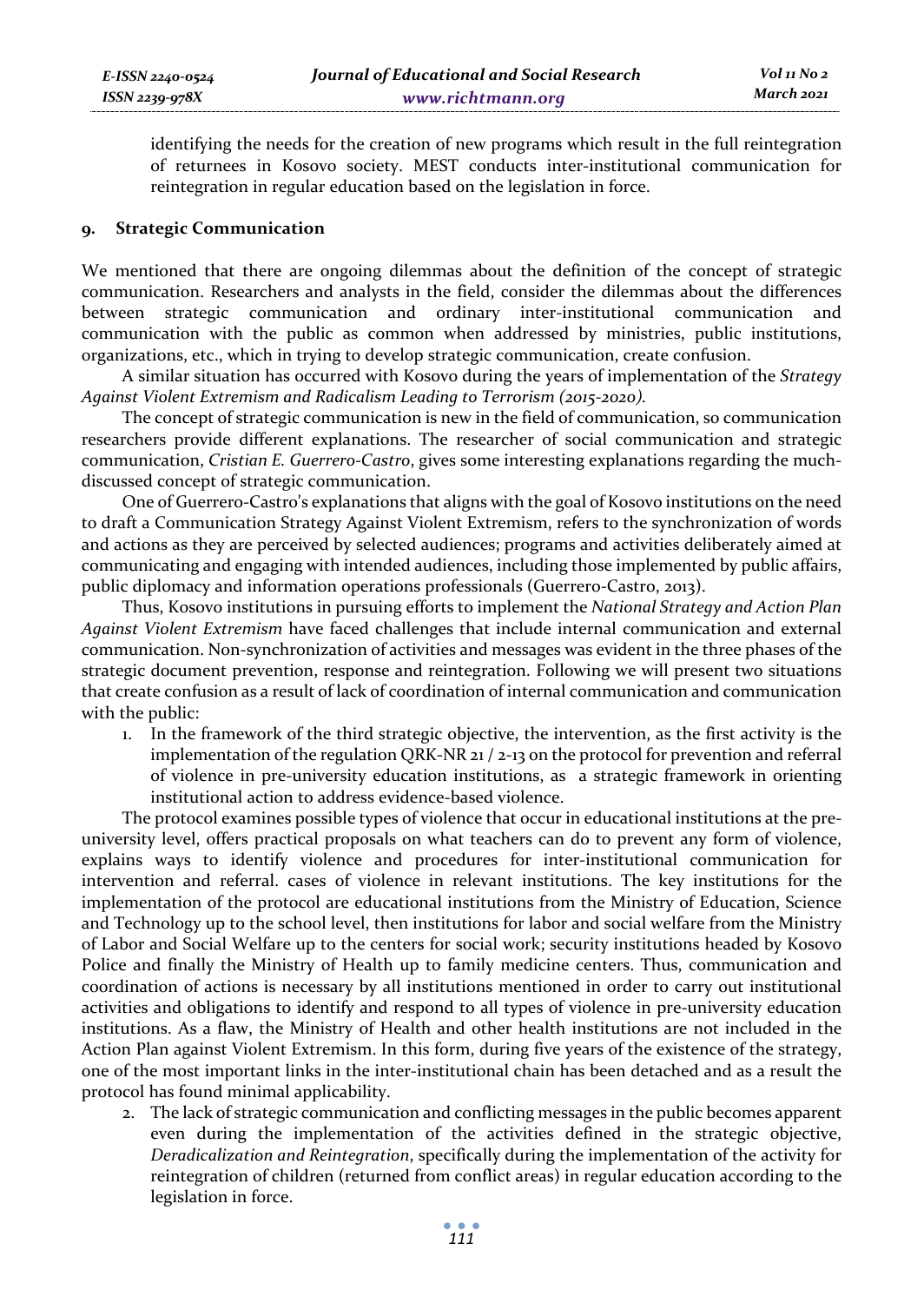identifying the needs for the creation of new programs which result in the full reintegration of returnees in Kosovo society. MEST conducts inter-institutional communication for reintegration in regular education based on the legislation in force.

## 9. Strategic Communication

We mentioned that there are ongoing dilemmas about the definition of the concept of strategic communication. Researchers and analysts in the field, consider the dilemmas about the differences between strategic communication and ordinary inter-institutional communication and communication with the public as common when addressed by ministries, public institutions, organizations, etc., which in trying to develop strategic communication, create confusion.

A similar situation has occurred with Kosovo during the years of implementation of the *Strategy Against Violent Extremism and Radicalism Leading to Terrorism (2015-2020).*

The concept of strategic communication is new in the field of communication, so communication researchers provide different explanations. The researcher of social communication and strategic communication, *Cristian E. Guerrero-Castro*, gives some interesting explanations regarding the much-discussed concept of strategic communication.

One of Guerrero-Castro's explanations that aligns with the goal of Kosovo institutions on the need to draft a Communication Strategy Against Violent Extremism, refers to the synchronization of words and actions as they are perceived by selected audiences; programs and activities deliberately aimed at communicating and engaging with intended audiences, including those implemented by public affairs, public diplomacy and information operations professionals (Guerrero-Castro, 2013).

Thus, Kosovo institutions in pursuing efforts to implement the *National Strategy and Action Plan Against Violent Extremism* have faced challenges that include internal communication and external communication. Non-synchronization of activities and messages was evident in the three phases of the strategic document prevention, response and reintegration. Following we will present two situations that create confusion as a result of lack of coordination of internal communication and communication with the public:

1. In the framework of the third strategic objective, the intervention, as the first activity is the implementation of the regulation QRK-NR 21 / 2-13 on the protocol for prevention and referral of violence in pre-university education institutions, as a strategic framework in orienting institutional action to address evidence-based violence.

The protocol examines possible types of violence that occur in educational institutions at the pre-university level, offers practical proposals on what teachers can do to prevent any form of violence, explains ways to identify violence and procedures for inter-institutional communication for intervention and referral. cases of violence in relevant institutions. The key institutions for the implementation of the protocol are educational institutions from the Ministry of Education, Science and Technology up to the school level, then institutions for labor and social welfare from the Ministry of Labor and Social Welfare up to the centers for social work; security institutions headed by Kosovo Police and finally the Ministry of Health up to family medicine centers. Thus, communication and coordination of actions is necessary by all institutions mentioned in order to carry out institutional activities and obligations to identify and respond to all types of violence in pre-university education institutions. As a flaw, the Ministry of Health and other health institutions are not included in the Action Plan against Violent Extremism. In this form, during five years of the existence of the strategy, one of the most important links in the inter-institutional chain has been detached and as a result the protocol has found minimal applicability.

2. The lack of strategic communication and conflicting messages in the public becomes apparent even during the implementation of the activities defined in the strategic objective, *Deradicalization and Reintegration*, specifically during the implementation of the activity for reintegration of children (returned from conflict areas) in regular education according to the legislation in force.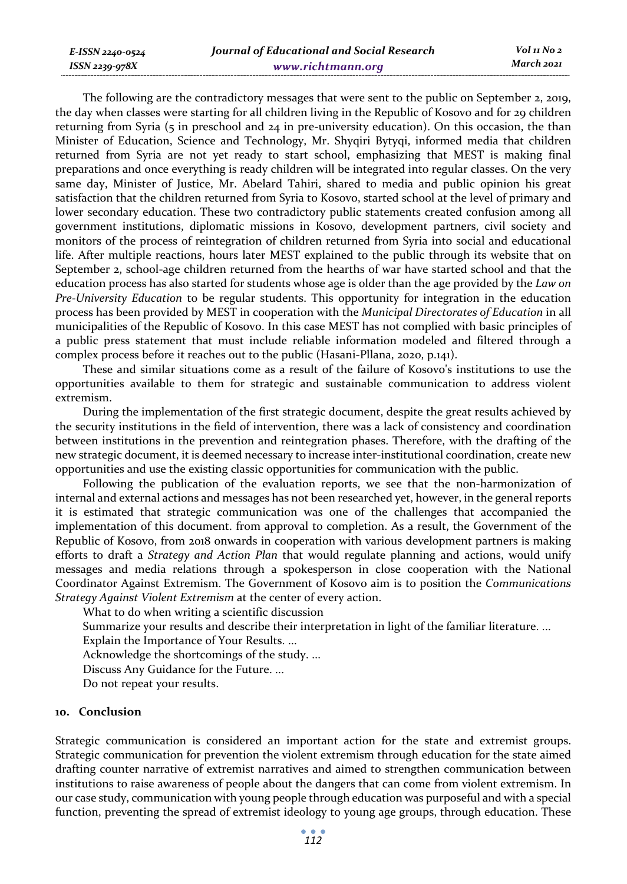The following are the contradictory messages that were sent to the public on September 2, 2019, the day when classes were starting for all children living in the Republic of Kosovo and for 29 children returning from Syria (5 in preschool and 24 in pre-university education). On this occasion, the than Minister of Education, Science and Technology, Mr. Shyqiri Bytyqi, informed media that children returned from Syria are not yet ready to start school, emphasizing that MEST is making final preparations and once everything is ready children will be integrated into regular classes. On the very same day, Minister of Justice, Mr. Abelard Tahiri, shared to media and public opinion his great satisfaction that the children returned from Syria to Kosovo, started school at the level of primary and lower secondary education. These two contradictory public statements created confusion among all government institutions, diplomatic missions in Kosovo, development partners, civil society and monitors of the process of reintegration of children returned from Syria into social and educational life. After multiple reactions, hours later MEST explained to the public through its website that on September 2, school-age children returned from the hearths of war have started school and that the education process has also started for students whose age is older than the age provided by the *Law on Pre-University Education* to be regular students. This opportunity for integration in the education process has been provided by MEST in cooperation with the *Municipal Directorates of Education* in all municipalities of the Republic of Kosovo. In this case MEST has not complied with basic principles of a public press statement that must include reliable information modeled and filtered through a complex process before it reaches out to the public (Hasani-Pllana, 2020, p.141).

These and similar situations come as a result of the failure of Kosovo's institutions to use the opportunities available to them for strategic and sustainable communication to address violent extremism.

During the implementation of the first strategic document, despite the great results achieved by the security institutions in the field of intervention, there was a lack of consistency and coordination between institutions in the prevention and reintegration phases. Therefore, with the drafting of the new strategic document, it is deemed necessary to increase inter-institutional coordination, create new opportunities and use the existing classic opportunities for communication with the public.

Following the publication of the evaluation reports, we see that the non-harmonization of internal and external actions and messages has not been researched yet, however, in the general reports it is estimated that strategic communication was one of the challenges that accompanied the implementation of this document. from approval to completion. As a result, the Government of the Republic of Kosovo, from 2018 onwards in cooperation with various development partners is making efforts to draft a *Strategy and Action Plan* that would regulate planning and actions, would unify messages and media relations through a spokesperson in close cooperation with the National Coordinator Against Extremism. The Government of Kosovo aim is to position the *Communications Strategy Against Violent Extremism* at the center of every action.

What to do when writing a scientific discussion

Summarize your results and describe their interpretation in light of the familiar literature. ...

Explain the Importance of Your Results. ...

Acknowledge the shortcomings of the study. ...

Discuss Any Guidance for the Future. ...

Do not repeat your results.

## 10. Conclusion

Strategic communication is considered an important action for the state and extremist groups. Strategic communication for prevention the violent extremism through education for the state aimed drafting counter narrative of extremist narratives and aimed to strengthen communication between institutions to raise awareness of people about the dangers that can come from violent extremism. In our case study, communication with young people through education was purposeful and with a special function, preventing the spread of extremist ideology to young age groups, through education. These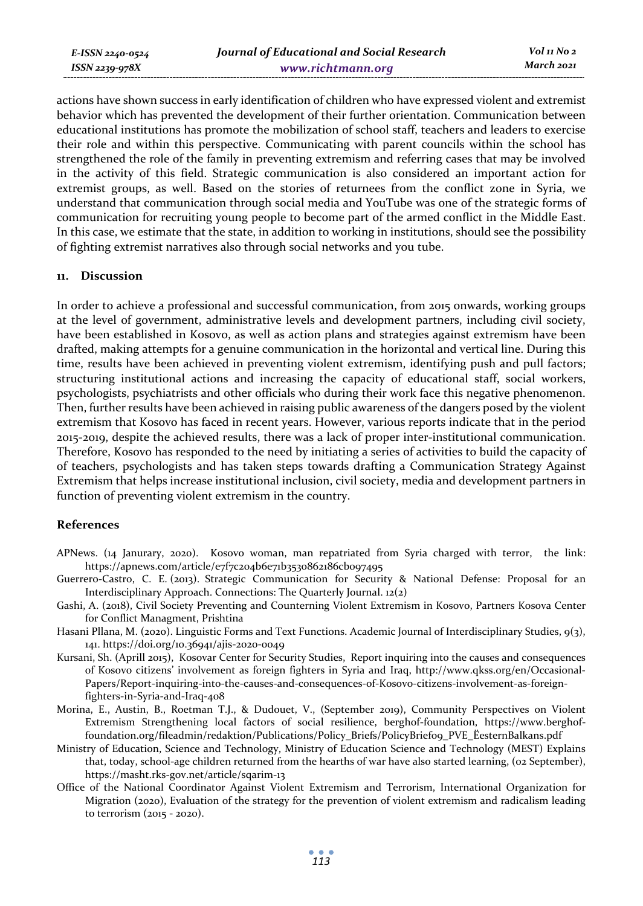actions have shown success in early identification of children who have expressed violent and extremist behavior which has prevented the development of their further orientation. Communication between educational institutions has promote the mobilization of school staff, teachers and leaders to exercise their role and within this perspective. Communicating with parent councils within the school has strengthened the role of the family in preventing extremism and referring cases that may be involved in the activity of this field. Strategic communication is also considered an important action for extremist groups, as well. Based on the stories of returnees from the conflict zone in Syria, we understand that communication through social media and YouTube was one of the strategic forms of communication for recruiting young people to become part of the armed conflict in the Middle East. In this case, we estimate that the state, in addition to working in institutions, should see the possibility of fighting extremist narratives also through social networks and you tube.

## 11. Discussion

In order to achieve a professional and successful communication, from 2015 onwards, working groups at the level of government, administrative levels and development partners, including civil society, have been established in Kosovo, as well as action plans and strategies against extremism have been drafted, making attempts for a genuine communication in the horizontal and vertical line. During this time, results have been achieved in preventing violent extremism, identifying push and pull factors; structuring institutional actions and increasing the capacity of educational staff, social workers, psychologists, psychiatrists and other officials who during their work face this negative phenomenon. Then, further results have been achieved in raising public awareness of the dangers posed by the violent extremism that Kosovo has faced in recent years. However, various reports indicate that in the period 2015-2019, despite the achieved results, there was a lack of proper inter-institutional communication. Therefore, Kosovo has responded to the need by initiating a series of activities to build the capacity of of teachers, psychologists and has taken steps towards drafting a Communication Strategy Against Extremism that helps increase institutional inclusion, civil society, media and development partners in function of preventing violent extremism in the country.

## References

APNews. (14 Janurary, 2020). Kosovo woman, man repatriated from Syria charged with terror, the link: https://apnews.com/article/e7f7c204b6e71b3530862186cb097495

Guerrero-Castro, C. E. (2013). Strategic Communication for Security & National Defense: Proposal for an Interdisciplinary Approach. Connections: The Quarterly Journal. 12(2)

Gashi, A. (2018), Civil Society Preventing and Counterning Violent Extremism in Kosovo, Partners Kosova Center for Conflict Managment, Prishtina

Hasani Pllana, M. (2020). Linguistic Forms and Text Functions. Academic Journal of Interdisciplinary Studies, 9(3), 141. https://doi.org/10.36941/ajis-2020-0049

Kursani, Sh. (Aprill 2015), Kosovar Center for Security Studies, Report inquiring into the causes and consequences of Kosovo citizens' involvement as foreign fighters in Syria and Iraq, http://www.qkss.org/en/Occasional-Papers/Report-inquiring-into-the-causes-and-consequences-of-Kosovo-citizens-involvement-as-foreign-fighters-in-Syria-and-Iraq-408

Morina, E., Austin, B., Roetman T.J., & Dudouet, V., (September 2019), Community Perspectives on Violent Extremism Strengthening local factors of social resilience, berghof-foundation, https://www.berghof-foundation.org/fileadmin/redaktion/Publications/Policy_Briefs/PolicyBrief09_PVE_ËesternBalkans.pdf

Ministry of Education, Science and Technology, Ministry of Education Science and Technology (MEST) Explains that, today, school-age children returned from the hearths of war have also started learning, (02 September), https://masht.rks-gov.net/article/sqarim-13

Office of the National Coordinator Against Violent Extremism and Terrorism, International Organization for Migration (2020), Evaluation of the strategy for the prevention of violent extremism and radicalism leading to terrorism (2015 - 2020).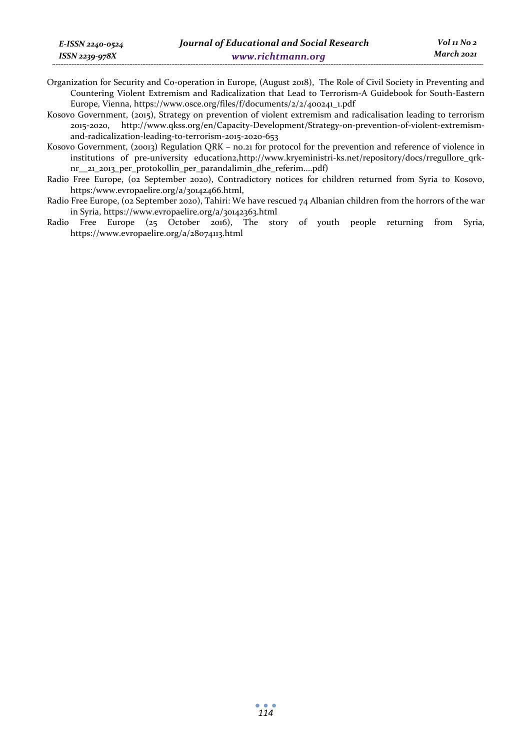Organization for Security and Co-operation in Europe, (August 2018), The Role of Civil Society in Preventing and Countering Violent Extremism and Radicalization that Lead to Terrorism-A Guidebook for South-Eastern Europe, Vienna, https://www.osce.org/files/f/documents/2/2/400241_1.pdf

Kosovo Government, (2015), Strategy on prevention of violent extremism and radicalisation leading to terrorism 2015-2020, http://www.qkss.org/en/Capacity-Development/Strategy-on-prevention-of-violent-extremism-and-radicalization-leading-to-terrorism-2015-2020-653

Kosovo Government, (20013) Regulation QRK – no.21 for protocol for the prevention and reference of violence in institutions of pre-university education2,http://www.kryeministri-ks.net/repository/docs/rregullore_qrk-nr__21_2013_per_protokollin_per_parandalimin_dhe_referim....pdf)

Radio Free Europe, (02 September 2020), Contradictory notices for children returned from Syria to Kosovo, https:/www.evropaelire.org/a/30142466.html,

Radio Free Europe, (02 September 2020), Tahiri: We have rescued 74 Albanian children from the horrors of the war in Syria, https://www.evropaelire.org/a/30142363.html

Radio Free Europe (25 October 2016), The story of youth people returning from Syria, https://www.evropaelire.org/a/28074113.html